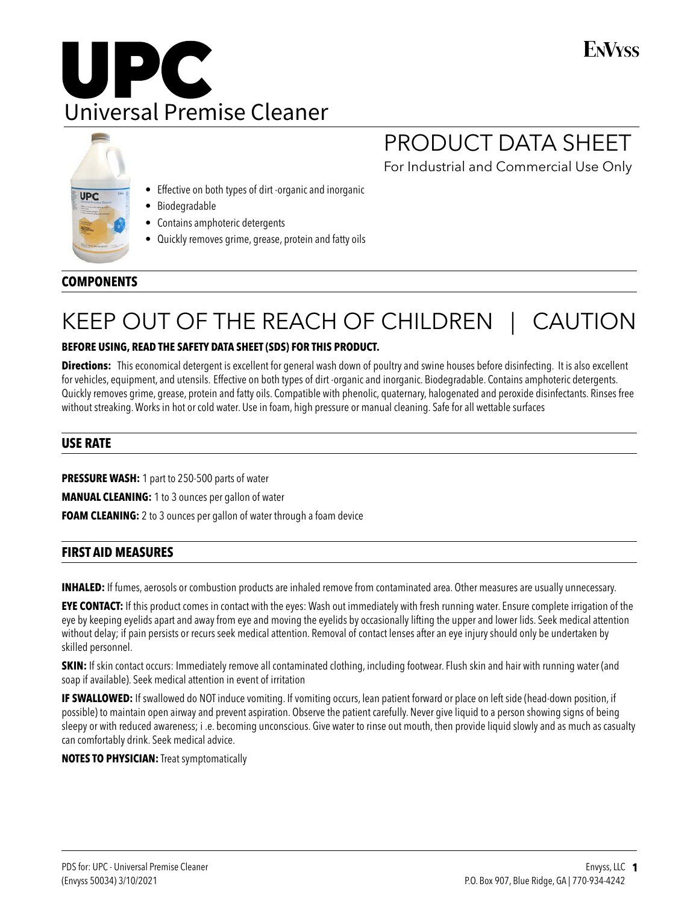# UPC

## Universal Premise Cleaner

ENVYSS

## PRODUCT DATA SHEET

For Industrial and Commercial Use Only

- Effective on both types of dirt -organic and inorganic
- Biodegradable
- Contains amphoteric detergents
- Quickly removes grime, grease, protein and fatty oils

### COMPONENTS

## KEEP OUT OF THE REACH OF CHILDREN | CAUTION

**BEFORE USING, READ THE SAFETY DATA SHEET (SDS) FOR THIS PRODUCT.**

**Directions:** This economical detergent is excellent for general wash down of poultry and swine houses before disinfecting. It is also excellent for vehicles, equipment, and utensils. Effective on both types of dirt -organic and inorganic. Biodegradable. Contains amphoteric detergents. Quickly removes grime, grease, protein and fatty oils. Compatible with phenolic, quaternary, halogenated and peroxide disinfectants. Rinses free without streaking. Works in hot or cold water. Use in foam, high pressure or manual cleaning. Safe for all wettable surfaces

### USE RATE

**PRESSURE WASH:** 1 part to 250-500 parts of water

**MANUAL CLEANING:** 1 to 3 ounces per gallon of water

**FOAM CLEANING:** 2 to 3 ounces per gallon of water through a foam device

### FIRST AID MEASURES

**INHALED:** If fumes, aerosols or combustion products are inhaled remove from contaminated area. Other measures are usually unnecessary.

**EYE CONTACT:** If this product comes in contact with the eyes: Wash out immediately with fresh running water. Ensure complete irrigation of the eye by keeping eyelids apart and away from eye and moving the eyelids by occasionally lifting the upper and lower lids. Seek medical attention without delay; if pain persists or recurs seek medical attention. Removal of contact lenses after an eye injury should only be undertaken by skilled personnel.

**SKIN:** If skin contact occurs: Immediately remove all contaminated clothing, including footwear. Flush skin and hair with running water (and soap if available). Seek medical attention in event of irritation

**IF SWALLOWED:** If swallowed do NOT induce vomiting. If vomiting occurs, lean patient forward or place on left side (head-down position, if possible) to maintain open airway and prevent aspiration. Observe the patient carefully. Never give liquid to a person showing signs of being sleepy or with reduced awareness; i .e. becoming unconscious. Give water to rinse out mouth, then provide liquid slowly and as much as casualty can comfortably drink. Seek medical advice.

**NOTES TO PHYSICIAN:** Treat symptomatically

PDS for: UPC - Universal Premise Cleaner
(Envyss 50034) 3/10/2021

Envyss, LLC
P.O. Box 907, Blue Ridge, GA | 770-934-4242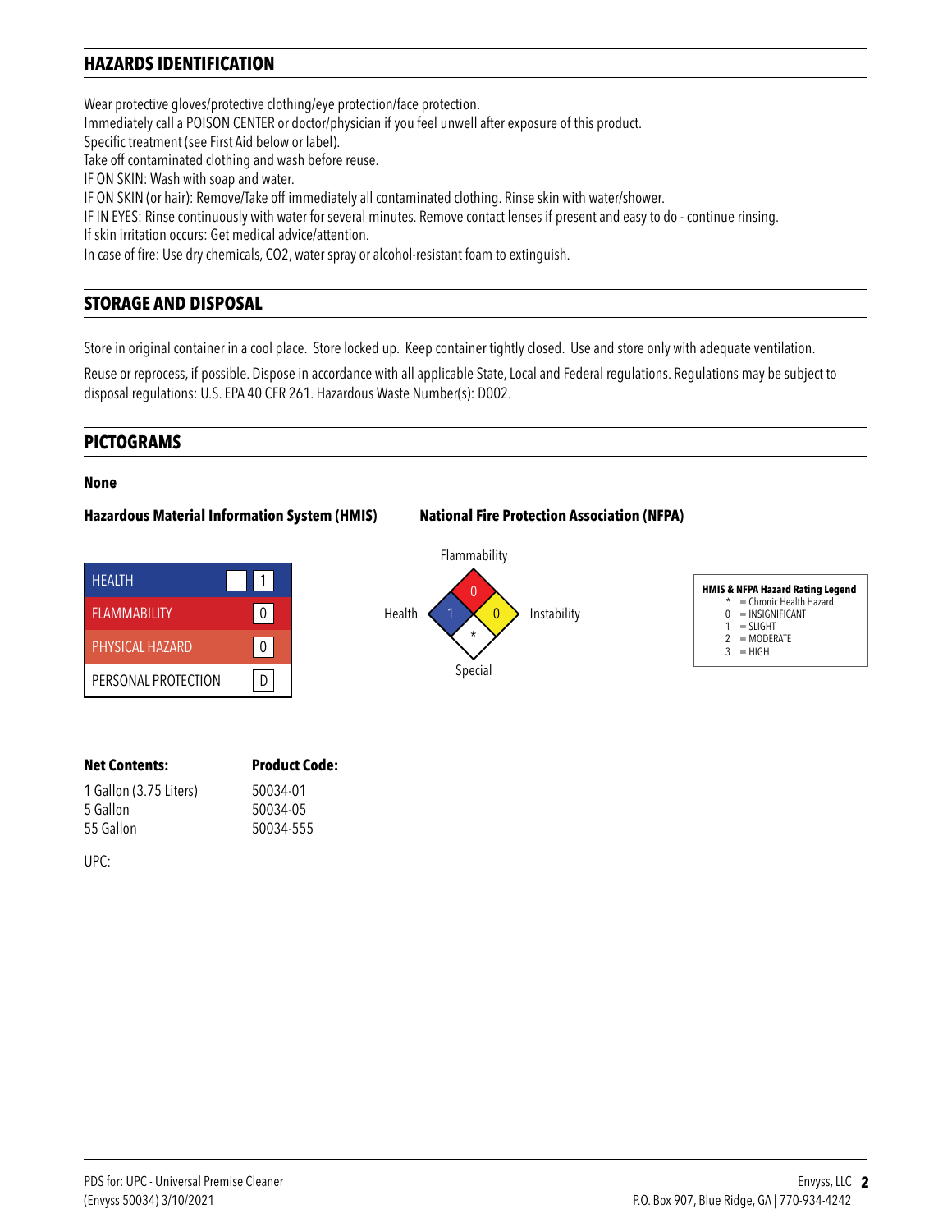## HAZARDS IDENTIFICATION

Wear protective gloves/protective clothing/eye protection/face protection.
Immediately call a POISON CENTER or doctor/physician if you feel unwell after exposure of this product.
Specific treatment (see First Aid below or label).
Take off contaminated clothing and wash before reuse.
IF ON SKIN: Wash with soap and water.
IF ON SKIN (or hair): Remove/Take off immediately all contaminated clothing. Rinse skin with water/shower.
IF IN EYES: Rinse continuously with water for several minutes. Remove contact lenses if present and easy to do - continue rinsing.
If skin irritation occurs: Get medical advice/attention.
In case of fire: Use dry chemicals, CO2, water spray or alcohol-resistant foam to extinguish.

## STORAGE AND DISPOSAL

Store in original container in a cool place. Store locked up. Keep container tightly closed. Use and store only with adequate ventilation.

Reuse or reprocess, if possible. Dispose in accordance with all applicable State, Local and Federal regulations. Regulations may be subject to disposal regulations: U.S. EPA 40 CFR 261. Hazardous Waste Number(s): D002.

## PICTOGRAMS

**None**

**Hazardous Material Information System (HMIS)**

| | | |
|---|---|---|
| HEALTH | | 1 |
| FLAMMABILITY | | 0 |
| PHYSICAL HAZARD | | 0 |
| PERSONAL PROTECTION | | D |

**National Fire Protection Association (NFPA)**

Flammability: 0
Health: 1
Instability: 0
Special: *

**HMIS & NFPA Hazard Rating Legend**

- * = Chronic Health Hazard
- 0 = INSIGNIFICANT
- 1 = SLIGHT
- 2 = MODERATE
- 3 = HIGH

| Net Contents: | Product Code: |
|---|---|
| 1 Gallon (3.75 Liters) | 50034-01 |
| 5 Gallon | 50034-05 |
| 55 Gallon | 50034-555 |

UPC:

PDS for: UPC - Universal Premise Cleaner
(Envyss 50034) 3/10/2021

Envyss, LLC
P.O. Box 907, Blue Ridge, GA | 770-934-4242